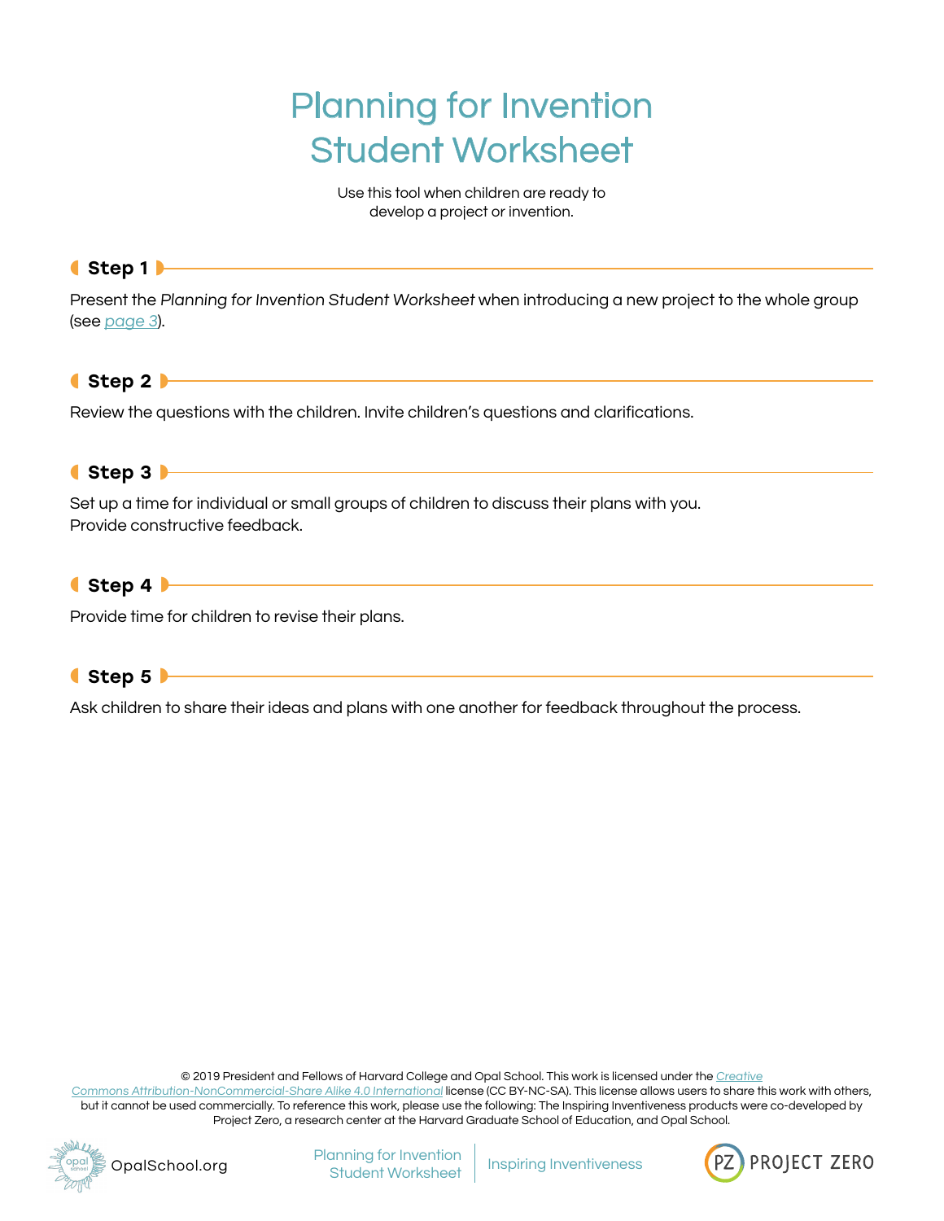# Planning for Invention Student Worksheet

Use this tool when children are ready to develop a project or invention.

## Step 1

Present the *Planning for Invention Student Worksheet* when introducing a new project to the whole group (see page 3).

## Step 2

Review the questions with the children. Invite children's questions and clarifications.

## Step 3

Set up a time for individual or small groups of children to discuss their plans with you.
Provide constructive feedback.

## Step 4

Provide time for children to revise their plans.

## Step 5

Ask children to share their ideas and plans with one another for feedback throughout the process.

© 2019 President and Fellows of Harvard College and Opal School. This work is licensed under the *Creative Commons Attribution-NonCommercial-Share Alike 4.0 International* license (CC BY-NC-SA). This license allows users to share this work with others, but it cannot be used commercially. To reference this work, please use the following: The Inspiring Inventiveness products were co-developed by Project Zero, a research center at the Harvard Graduate School of Education, and Opal School.

OpalSchool.org | Planning for Invention Student Worksheet | Inspiring Inventiveness | PZ PROJECT ZERO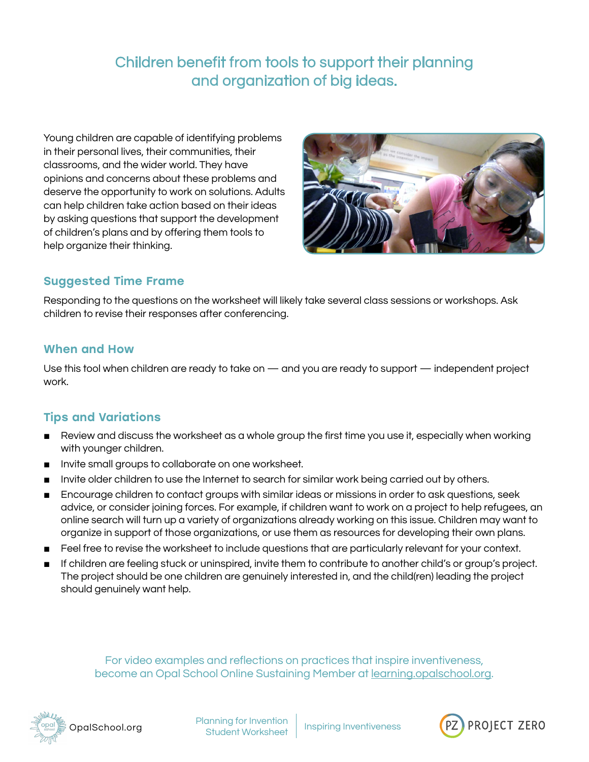## Children benefit from tools to support their planning and organization of big ideas.

Young children are capable of identifying problems in their personal lives, their communities, their classrooms, and the wider world. They have opinions and concerns about these problems and deserve the opportunity to work on solutions. Adults can help children take action based on their ideas by asking questions that support the development of children's plans and by offering them tools to help organize their thinking.

### Suggested Time Frame

Responding to the questions on the worksheet will likely take several class sessions or workshops. Ask children to revise their responses after conferencing.

### When and How

Use this tool when children are ready to take on — and you are ready to support — independent project work.

### Tips and Variations

- Review and discuss the worksheet as a whole group the first time you use it, especially when working with younger children.
- Invite small groups to collaborate on one worksheet.
- Invite older children to use the Internet to search for similar work being carried out by others.
- Encourage children to contact groups with similar ideas or missions in order to ask questions, seek advice, or consider joining forces. For example, if children want to work on a project to help refugees, an online search will turn up a variety of organizations already working on this issue. Children may want to organize in support of those organizations, or use them as resources for developing their own plans.
- Feel free to revise the worksheet to include questions that are particularly relevant for your context.
- If children are feeling stuck or uninspired, invite them to contribute to another child's or group's project. The project should be one children are genuinely interested in, and the child(ren) leading the project should genuinely want help.

For video examples and reflections on practices that inspire inventiveness, become an Opal School Online Sustaining Member at learning.opalschool.org.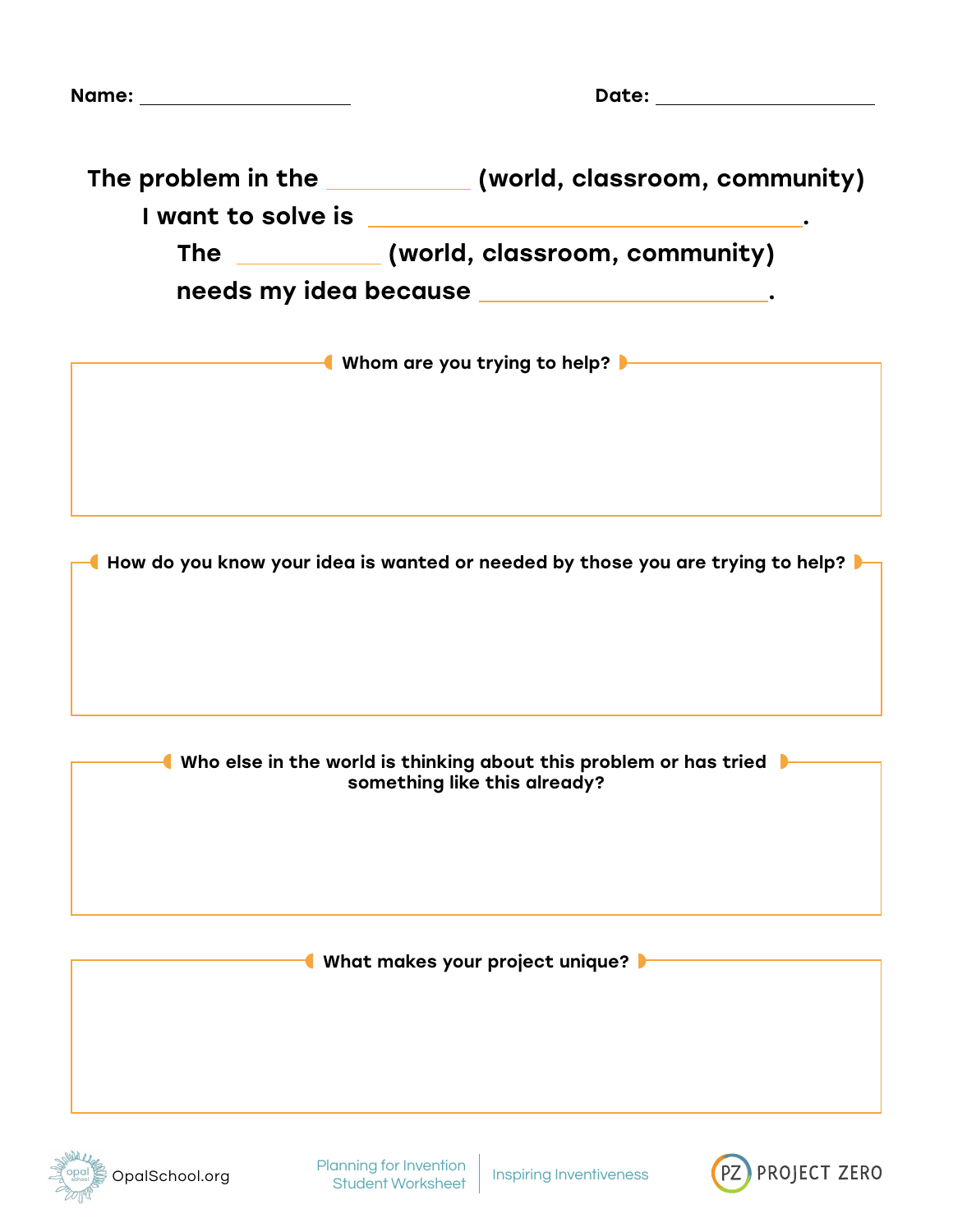Name: ____________________ Date: ____________________

**The problem in the __________ (world, classroom, community)**
**I want to solve is ________________________________.**
**The __________ (world, classroom, community)**
**needs my idea because ____________________.**

**Whom are you trying to help?**

**How do you know your idea is wanted or needed by those you are trying to help?**

**Who else in the world is thinking about this problem or has tried something like this already?**

**What makes your project unique?**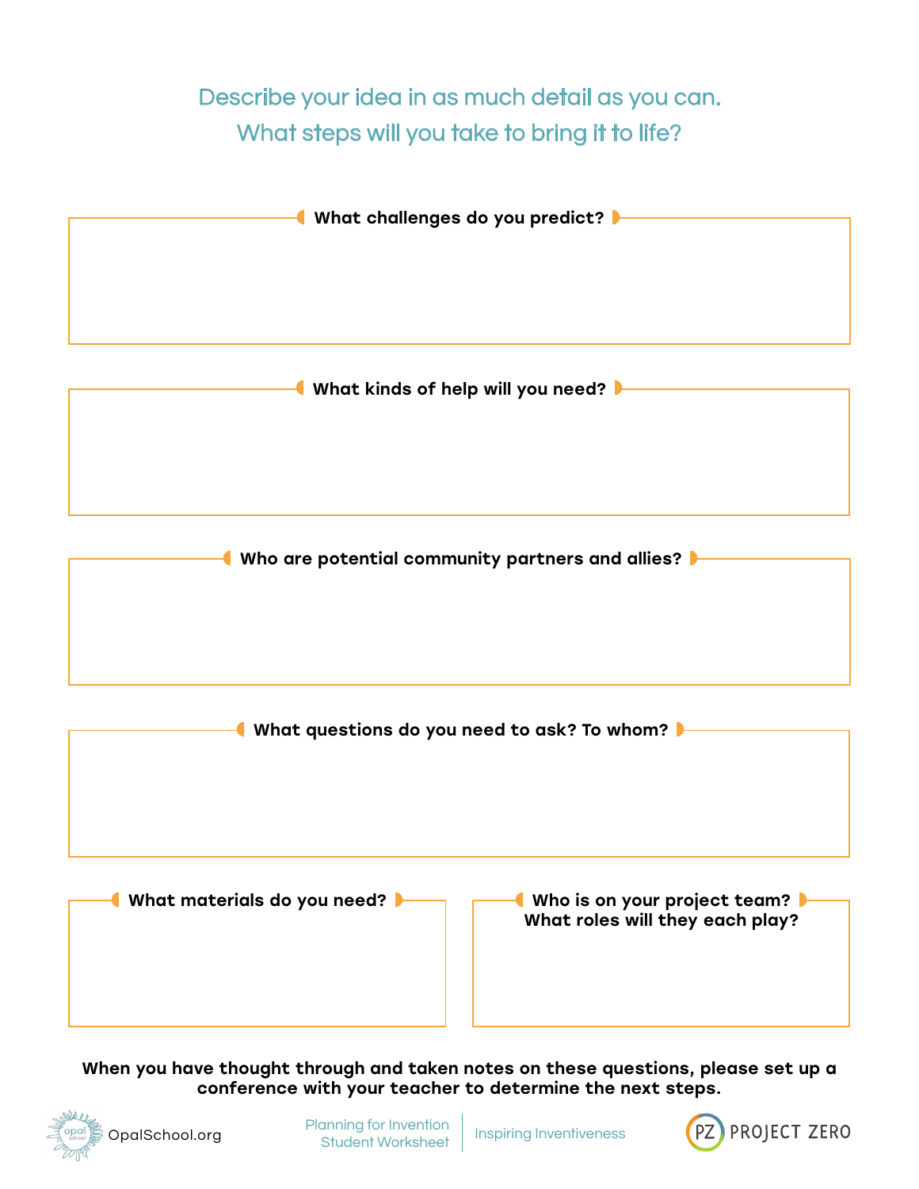## Describe your idea in as much detail as you can.
## What steps will you take to bring it to life?

**What challenges do you predict?**

**What kinds of help will you need?**

**Who are potential community partners and allies?**

**What questions do you need to ask? To whom?**

**What materials do you need?**

**Who is on your project team? What roles will they each play?**

**When you have thought through and taken notes on these questions, please set up a conference with your teacher to determine the next steps.**